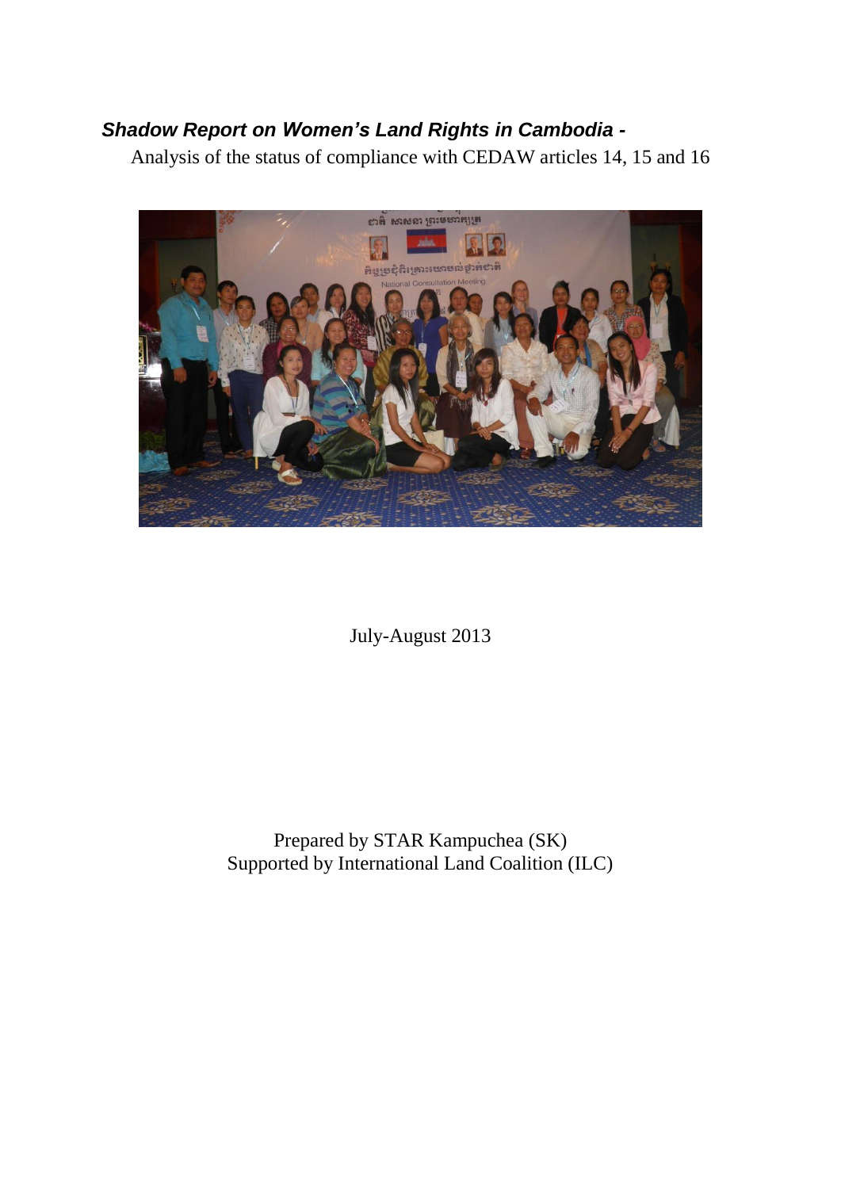# ***Shadow Report on Women's Land Rights in Cambodia -***

Analysis of the status of compliance with CEDAW articles 14, 15 and 16

July-August 2013

Prepared by STAR Kampuchea (SK)
Supported by International Land Coalition (ILC)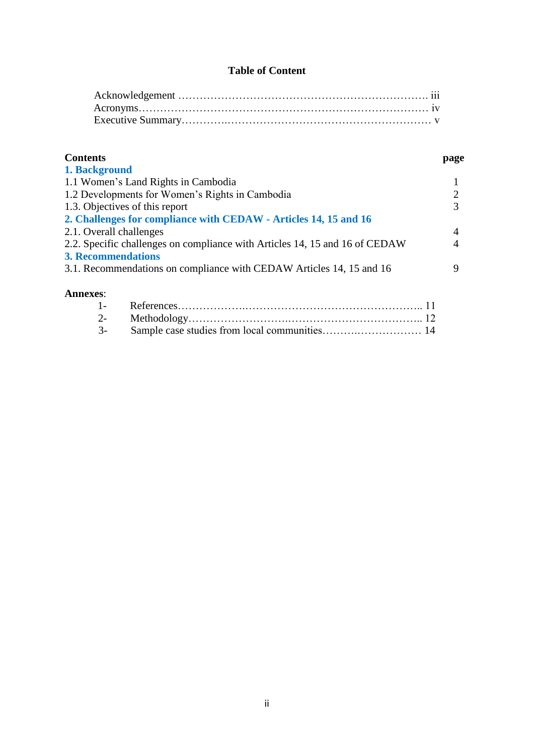## Table of Content

Acknowledgement ……………………………………………………………. iii
Acronyms……………………………………………………………………… iv
Executive Summary…………………………………………………………… v

| Contents | page |
|---|---|
| **1. Background** | |
| 1.1 Women's Land Rights in Cambodia | 1 |
| 1.2 Developments for Women's Rights in Cambodia | 2 |
| 1.3. Objectives of this report | 3 |
| **2. Challenges for compliance with CEDAW - Articles 14, 15 and 16** | |
| 2.1. Overall challenges | 4 |
| 2.2. Specific challenges on compliance with Articles 14, 15 and 16 of CEDAW | 4 |
| **3. Recommendations** | |
| 3.1. Recommendations on compliance with CEDAW Articles 14, 15 and 16 | 9 |

**Annexes**:

1- References……………………………………………………….. 11
2- Methodology……………………………………………………….. 12
3- Sample case studies from local communities………………………… 14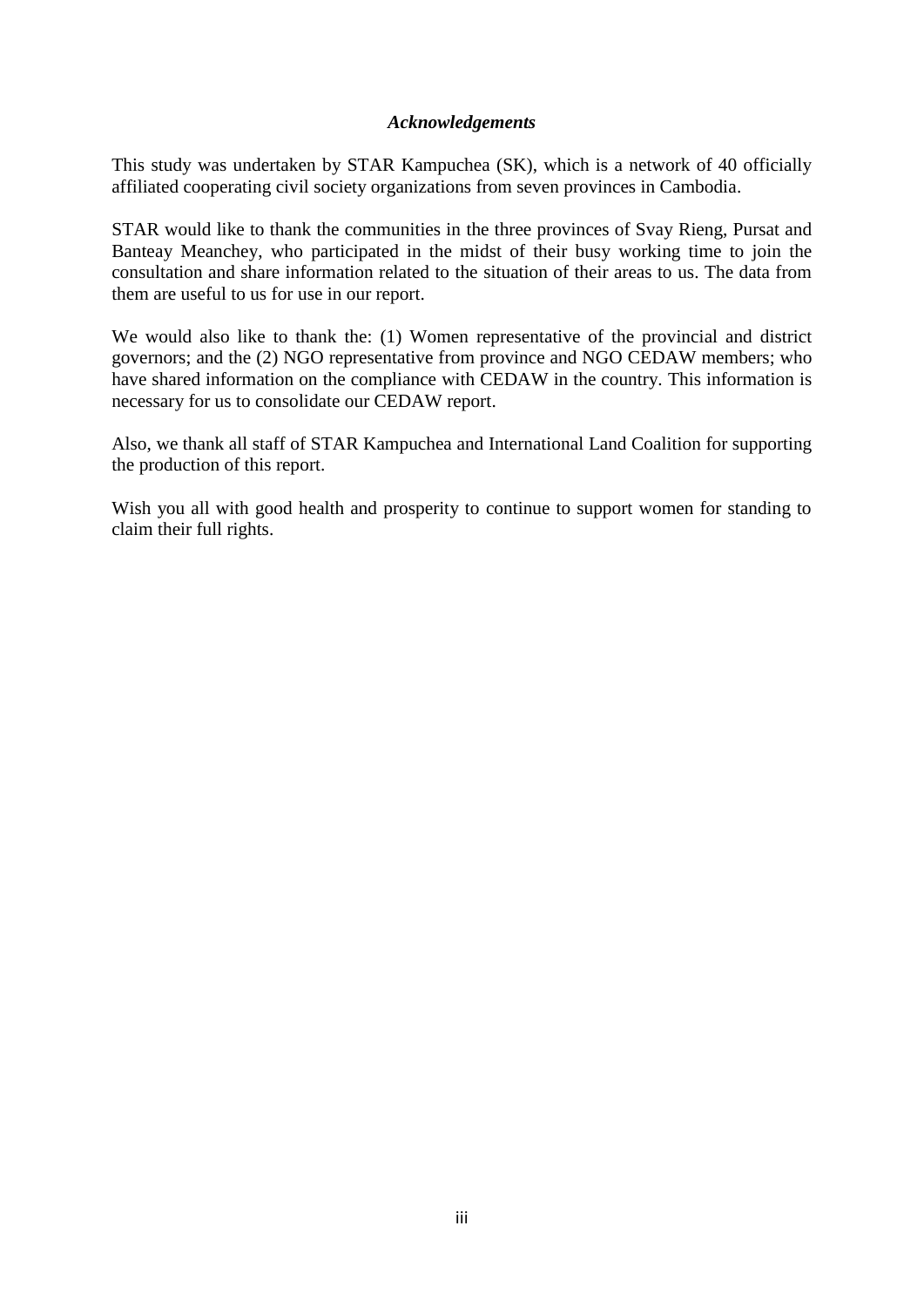## *Acknowledgements*

This study was undertaken by STAR Kampuchea (SK), which is a network of 40 officially affiliated cooperating civil society organizations from seven provinces in Cambodia.

STAR would like to thank the communities in the three provinces of Svay Rieng, Pursat and Banteay Meanchey, who participated in the midst of their busy working time to join the consultation and share information related to the situation of their areas to us. The data from them are useful to us for use in our report.

We would also like to thank the: (1) Women representative of the provincial and district governors; and the (2) NGO representative from province and NGO CEDAW members; who have shared information on the compliance with CEDAW in the country. This information is necessary for us to consolidate our CEDAW report.

Also, we thank all staff of STAR Kampuchea and International Land Coalition for supporting the production of this report.

Wish you all with good health and prosperity to continue to support women for standing to claim their full rights.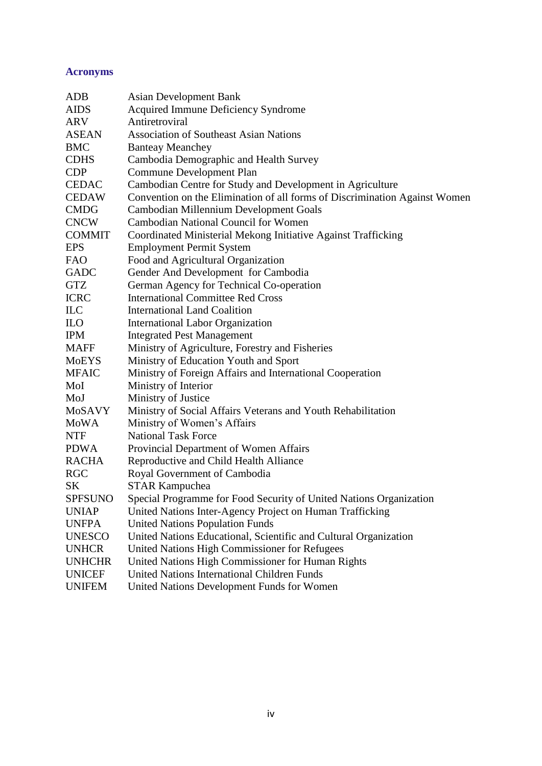## Acronyms

| | |
|---|---|
| ADB | Asian Development Bank |
| AIDS | Acquired Immune Deficiency Syndrome |
| ARV | Antiretroviral |
| ASEAN | Association of Southeast Asian Nations |
| BMC | Banteay Meanchey |
| CDHS | Cambodia Demographic and Health Survey |
| CDP | Commune Development Plan |
| CEDAC | Cambodian Centre for Study and Development in Agriculture |
| CEDAW | Convention on the Elimination of all forms of Discrimination Against Women |
| CMDG | Cambodian Millennium Development Goals |
| CNCW | Cambodian National Council for Women |
| COMMIT | Coordinated Ministerial Mekong Initiative Against Trafficking |
| EPS | Employment Permit System |
| FAO | Food and Agricultural Organization |
| GADC | Gender And Development for Cambodia |
| GTZ | German Agency for Technical Co-operation |
| ICRC | International Committee Red Cross |
| ILC | International Land Coalition |
| ILO | International Labor Organization |
| IPM | Integrated Pest Management |
| MAFF | Ministry of Agriculture, Forestry and Fisheries |
| MoEYS | Ministry of Education Youth and Sport |
| MFAIC | Ministry of Foreign Affairs and International Cooperation |
| MoI | Ministry of Interior |
| MoJ | Ministry of Justice |
| MoSAVY | Ministry of Social Affairs Veterans and Youth Rehabilitation |
| MoWA | Ministry of Women's Affairs |
| NTF | National Task Force |
| PDWA | Provincial Department of Women Affairs |
| RACHA | Reproductive and Child Health Alliance |
| RGC | Royal Government of Cambodia |
| SK | STAR Kampuchea |
| SPFSUNO | Special Programme for Food Security of United Nations Organization |
| UNIAP | United Nations Inter-Agency Project on Human Trafficking |
| UNFPA | United Nations Population Funds |
| UNESCO | United Nations Educational, Scientific and Cultural Organization |
| UNHCR | United Nations High Commissioner for Refugees |
| UNHCHR | United Nations High Commissioner for Human Rights |
| UNICEF | United Nations International Children Funds |
| UNIFEM | United Nations Development Funds for Women |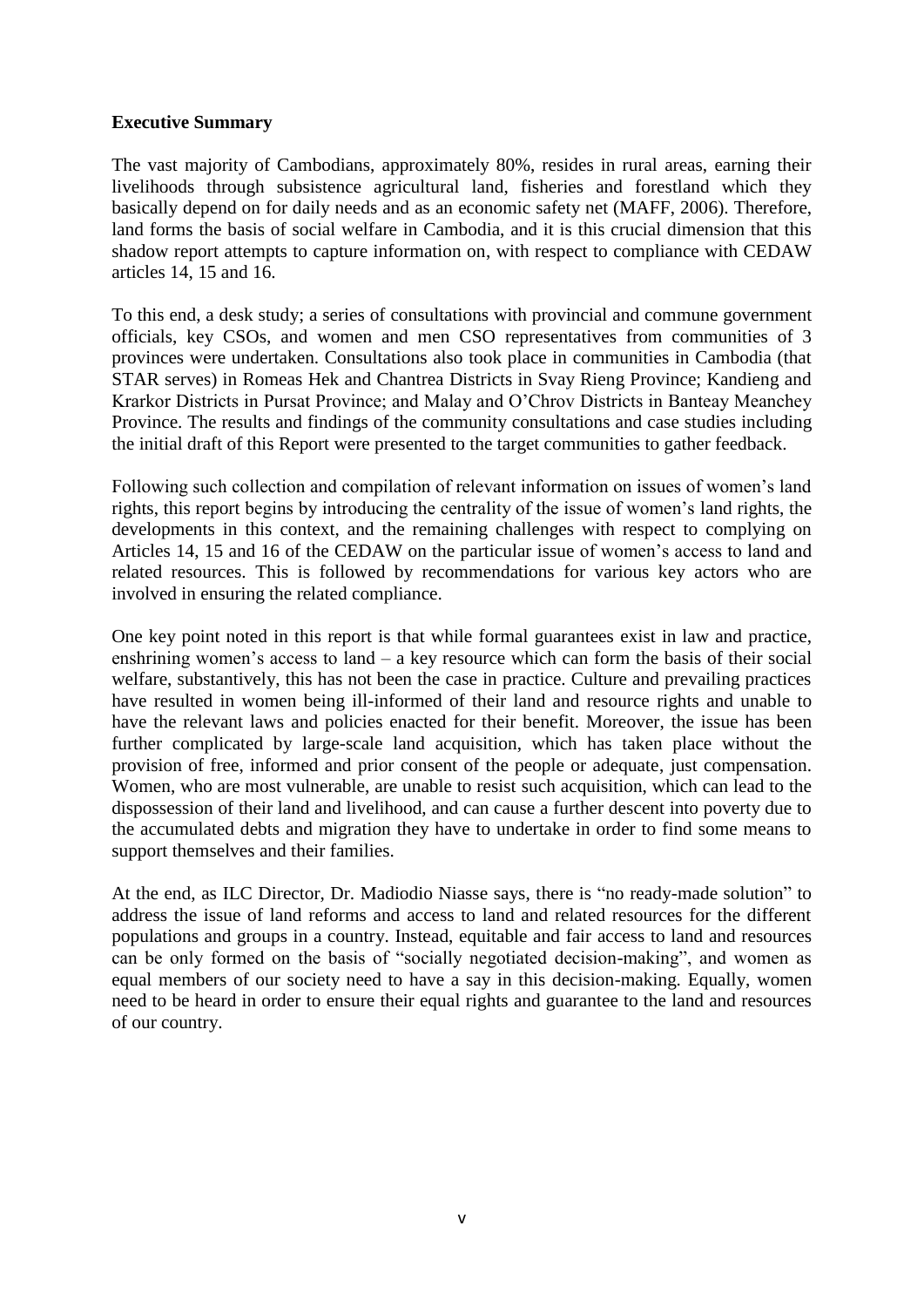**Executive Summary**

The vast majority of Cambodians, approximately 80%, resides in rural areas, earning their livelihoods through subsistence agricultural land, fisheries and forestland which they basically depend on for daily needs and as an economic safety net (MAFF, 2006). Therefore, land forms the basis of social welfare in Cambodia, and it is this crucial dimension that this shadow report attempts to capture information on, with respect to compliance with CEDAW articles 14, 15 and 16.

To this end, a desk study; a series of consultations with provincial and commune government officials, key CSOs, and women and men CSO representatives from communities of 3 provinces were undertaken. Consultations also took place in communities in Cambodia (that STAR serves) in Romeas Hek and Chantrea Districts in Svay Rieng Province; Kandieng and Krarkor Districts in Pursat Province; and Malay and O'Chrov Districts in Banteay Meanchey Province. The results and findings of the community consultations and case studies including the initial draft of this Report were presented to the target communities to gather feedback.

Following such collection and compilation of relevant information on issues of women's land rights, this report begins by introducing the centrality of the issue of women's land rights, the developments in this context, and the remaining challenges with respect to complying on Articles 14, 15 and 16 of the CEDAW on the particular issue of women's access to land and related resources. This is followed by recommendations for various key actors who are involved in ensuring the related compliance.

One key point noted in this report is that while formal guarantees exist in law and practice, enshrining women's access to land – a key resource which can form the basis of their social welfare, substantively, this has not been the case in practice. Culture and prevailing practices have resulted in women being ill-informed of their land and resource rights and unable to have the relevant laws and policies enacted for their benefit. Moreover, the issue has been further complicated by large-scale land acquisition, which has taken place without the provision of free, informed and prior consent of the people or adequate, just compensation. Women, who are most vulnerable, are unable to resist such acquisition, which can lead to the dispossession of their land and livelihood, and can cause a further descent into poverty due to the accumulated debts and migration they have to undertake in order to find some means to support themselves and their families.

At the end, as ILC Director, Dr. Madiodio Niasse says, there is "no ready-made solution" to address the issue of land reforms and access to land and related resources for the different populations and groups in a country. Instead, equitable and fair access to land and resources can be only formed on the basis of "socially negotiated decision-making", and women as equal members of our society need to have a say in this decision-making. Equally, women need to be heard in order to ensure their equal rights and guarantee to the land and resources of our country.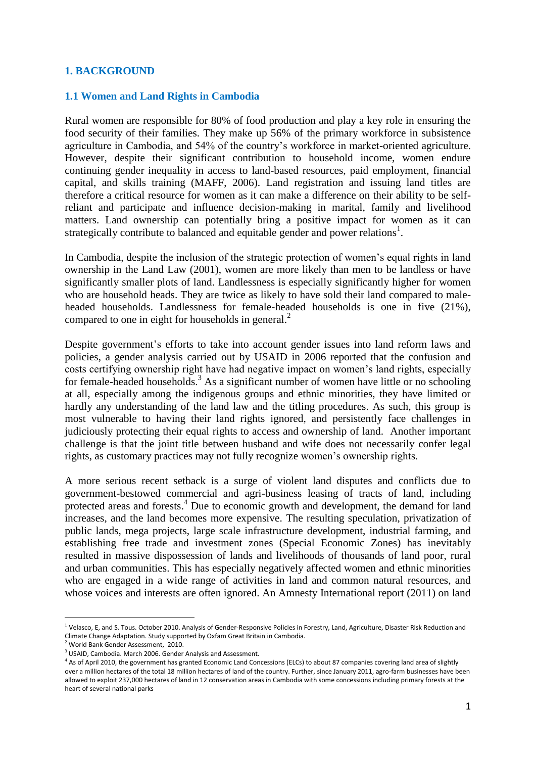# 1. BACKGROUND

## 1.1 Women and Land Rights in Cambodia

Rural women are responsible for 80% of food production and play a key role in ensuring the food security of their families. They make up 56% of the primary workforce in subsistence agriculture in Cambodia, and 54% of the country's workforce in market-oriented agriculture. However, despite their significant contribution to household income, women endure continuing gender inequality in access to land-based resources, paid employment, financial capital, and skills training (MAFF, 2006). Land registration and issuing land titles are therefore a critical resource for women as it can make a difference on their ability to be self-reliant and participate and influence decision-making in marital, family and livelihood matters. Land ownership can potentially bring a positive impact for women as it can strategically contribute to balanced and equitable gender and power relations[1].

In Cambodia, despite the inclusion of the strategic protection of women's equal rights in land ownership in the Land Law (2001), women are more likely than men to be landless or have significantly smaller plots of land. Landlessness is especially significantly higher for women who are household heads. They are twice as likely to have sold their land compared to male-headed households. Landlessness for female-headed households is one in five (21%), compared to one in eight for households in general.[2]

Despite government's efforts to take into account gender issues into land reform laws and policies, a gender analysis carried out by USAID in 2006 reported that the confusion and costs certifying ownership right have had negative impact on women's land rights, especially for female-headed households.[3] As a significant number of women have little or no schooling at all, especially among the indigenous groups and ethnic minorities, they have limited or hardly any understanding of the land law and the titling procedures. As such, this group is most vulnerable to having their land rights ignored, and persistently face challenges in judiciously protecting their equal rights to access and ownership of land. Another important challenge is that the joint title between husband and wife does not necessarily confer legal rights, as customary practices may not fully recognize women's ownership rights.

A more serious recent setback is a surge of violent land disputes and conflicts due to government-bestowed commercial and agri-business leasing of tracts of land, including protected areas and forests.[4] Due to economic growth and development, the demand for land increases, and the land becomes more expensive. The resulting speculation, privatization of public lands, mega projects, large scale infrastructure development, industrial farming, and establishing free trade and investment zones (Special Economic Zones) has inevitably resulted in massive dispossession of lands and livelihoods of thousands of land poor, rural and urban communities. This has especially negatively affected women and ethnic minorities who are engaged in a wide range of activities in land and common natural resources, and whose voices and interests are often ignored. An Amnesty International report (2011) on land

---

[1] Velasco, E, and S. Tous. October 2010. Analysis of Gender-Responsive Policies in Forestry, Land, Agriculture, Disaster Risk Reduction and Climate Change Adaptation. Study supported by Oxfam Great Britain in Cambodia.

[2] World Bank Gender Assessment, 2010.

[3] USAID, Cambodia. March 2006. Gender Analysis and Assessment.

[4] As of April 2010, the government has granted Economic Land Concessions (ELCs) to about 87 companies covering land area of slightly over a million hectares of the total 18 million hectares of land of the country. Further, since January 2011, agro-farm businesses have been allowed to exploit 237,000 hectares of land in 12 conservation areas in Cambodia with some concessions including primary forests at the heart of several national parks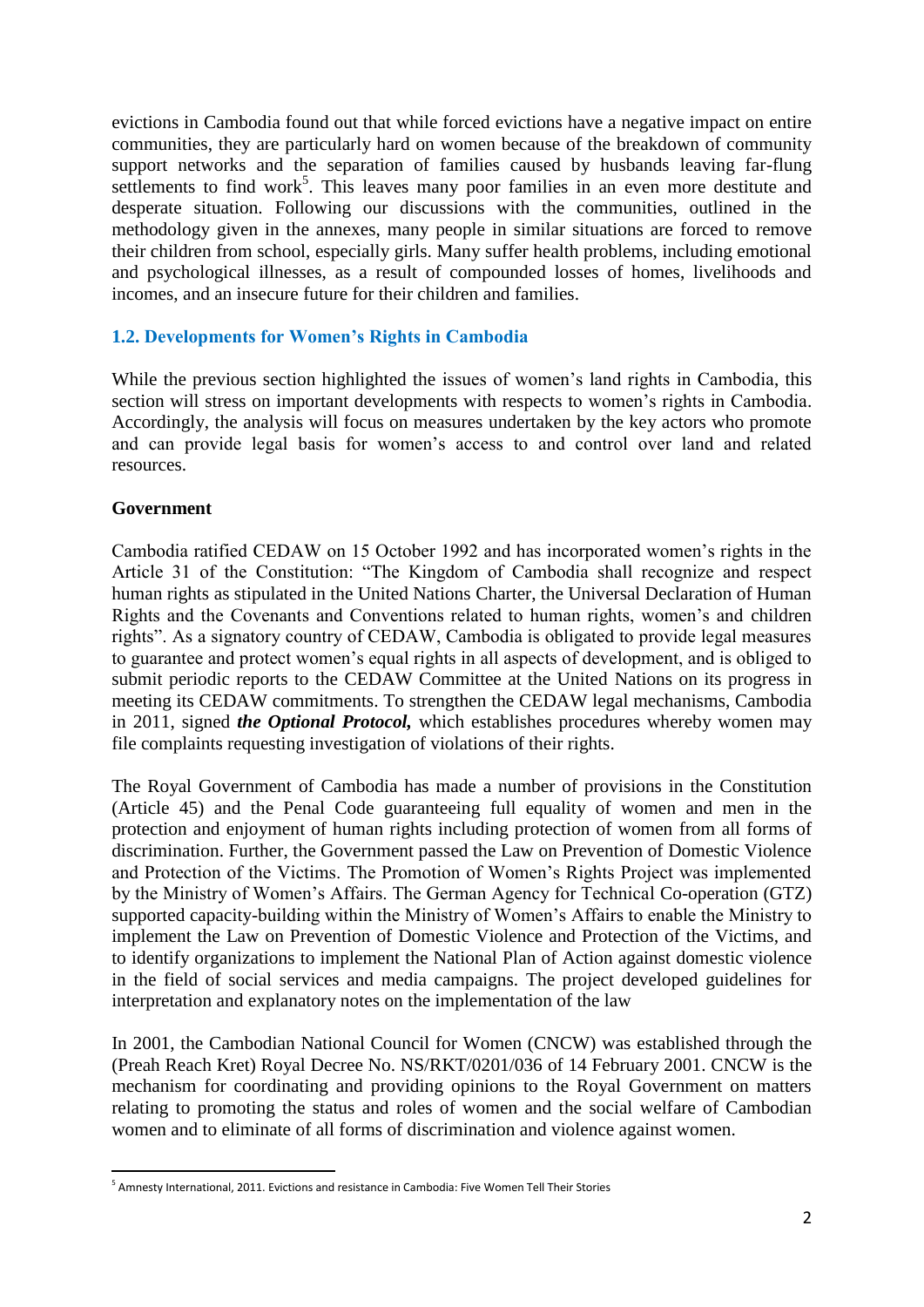evictions in Cambodia found out that while forced evictions have a negative impact on entire communities, they are particularly hard on women because of the breakdown of community support networks and the separation of families caused by husbands leaving far-flung settlements to find work[5]. This leaves many poor families in an even more destitute and desperate situation. Following our discussions with the communities, outlined in the methodology given in the annexes, many people in similar situations are forced to remove their children from school, especially girls. Many suffer health problems, including emotional and psychological illnesses, as a result of compounded losses of homes, livelihoods and incomes, and an insecure future for their children and families.

### 1.2. Developments for Women's Rights in Cambodia

While the previous section highlighted the issues of women's land rights in Cambodia, this section will stress on important developments with respects to women's rights in Cambodia. Accordingly, the analysis will focus on measures undertaken by the key actors who promote and can provide legal basis for women's access to and control over land and related resources.

**Government**

Cambodia ratified CEDAW on 15 October 1992 and has incorporated women's rights in the Article 31 of the Constitution: "The Kingdom of Cambodia shall recognize and respect human rights as stipulated in the United Nations Charter, the Universal Declaration of Human Rights and the Covenants and Conventions related to human rights, women's and children rights". As a signatory country of CEDAW, Cambodia is obligated to provide legal measures to guarantee and protect women's equal rights in all aspects of development, and is obliged to submit periodic reports to the CEDAW Committee at the United Nations on its progress in meeting its CEDAW commitments. To strengthen the CEDAW legal mechanisms, Cambodia in 2011, signed ***the Optional Protocol,*** which establishes procedures whereby women may file complaints requesting investigation of violations of their rights.

The Royal Government of Cambodia has made a number of provisions in the Constitution (Article 45) and the Penal Code guaranteeing full equality of women and men in the protection and enjoyment of human rights including protection of women from all forms of discrimination. Further, the Government passed the Law on Prevention of Domestic Violence and Protection of the Victims. The Promotion of Women's Rights Project was implemented by the Ministry of Women's Affairs. The German Agency for Technical Co-operation (GTZ) supported capacity-building within the Ministry of Women's Affairs to enable the Ministry to implement the Law on Prevention of Domestic Violence and Protection of the Victims, and to identify organizations to implement the National Plan of Action against domestic violence in the field of social services and media campaigns. The project developed guidelines for interpretation and explanatory notes on the implementation of the law

In 2001, the Cambodian National Council for Women (CNCW) was established through the (Preah Reach Kret) Royal Decree No. NS/RKT/0201/036 of 14 February 2001. CNCW is the mechanism for coordinating and providing opinions to the Royal Government on matters relating to promoting the status and roles of women and the social welfare of Cambodian women and to eliminate of all forms of discrimination and violence against women.

---

[5] Amnesty International, 2011. Evictions and resistance in Cambodia: Five Women Tell Their Stories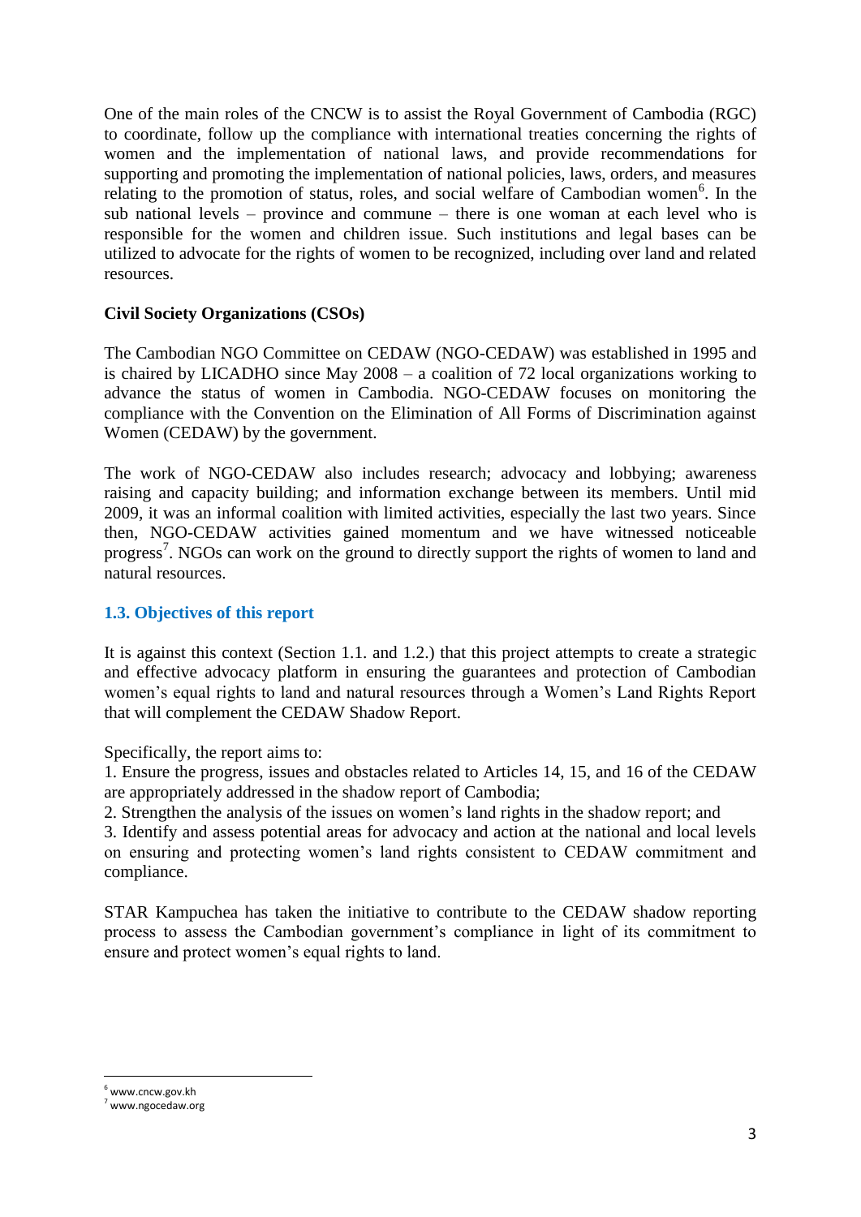One of the main roles of the CNCW is to assist the Royal Government of Cambodia (RGC) to coordinate, follow up the compliance with international treaties concerning the rights of women and the implementation of national laws, and provide recommendations for supporting and promoting the implementation of national policies, laws, orders, and measures relating to the promotion of status, roles, and social welfare of Cambodian women[6]. In the sub national levels – province and commune – there is one woman at each level who is responsible for the women and children issue. Such institutions and legal bases can be utilized to advocate for the rights of women to be recognized, including over land and related resources.

**Civil Society Organizations (CSOs)**

The Cambodian NGO Committee on CEDAW (NGO-CEDAW) was established in 1995 and is chaired by LICADHO since May 2008 – a coalition of 72 local organizations working to advance the status of women in Cambodia. NGO-CEDAW focuses on monitoring the compliance with the Convention on the Elimination of All Forms of Discrimination against Women (CEDAW) by the government.

The work of NGO-CEDAW also includes research; advocacy and lobbying; awareness raising and capacity building; and information exchange between its members. Until mid 2009, it was an informal coalition with limited activities, especially the last two years. Since then, NGO-CEDAW activities gained momentum and we have witnessed noticeable progress[7]. NGOs can work on the ground to directly support the rights of women to land and natural resources.

### 1.3. Objectives of this report

It is against this context (Section 1.1. and 1.2.) that this project attempts to create a strategic and effective advocacy platform in ensuring the guarantees and protection of Cambodian women's equal rights to land and natural resources through a Women's Land Rights Report that will complement the CEDAW Shadow Report.

Specifically, the report aims to:

1. Ensure the progress, issues and obstacles related to Articles 14, 15, and 16 of the CEDAW are appropriately addressed in the shadow report of Cambodia;
2. Strengthen the analysis of the issues on women's land rights in the shadow report; and
3. Identify and assess potential areas for advocacy and action at the national and local levels on ensuring and protecting women's land rights consistent to CEDAW commitment and compliance.

STAR Kampuchea has taken the initiative to contribute to the CEDAW shadow reporting process to assess the Cambodian government's compliance in light of its commitment to ensure and protect women's equal rights to land.

---

[6] www.cncw.gov.kh

[7] www.ngocedaw.org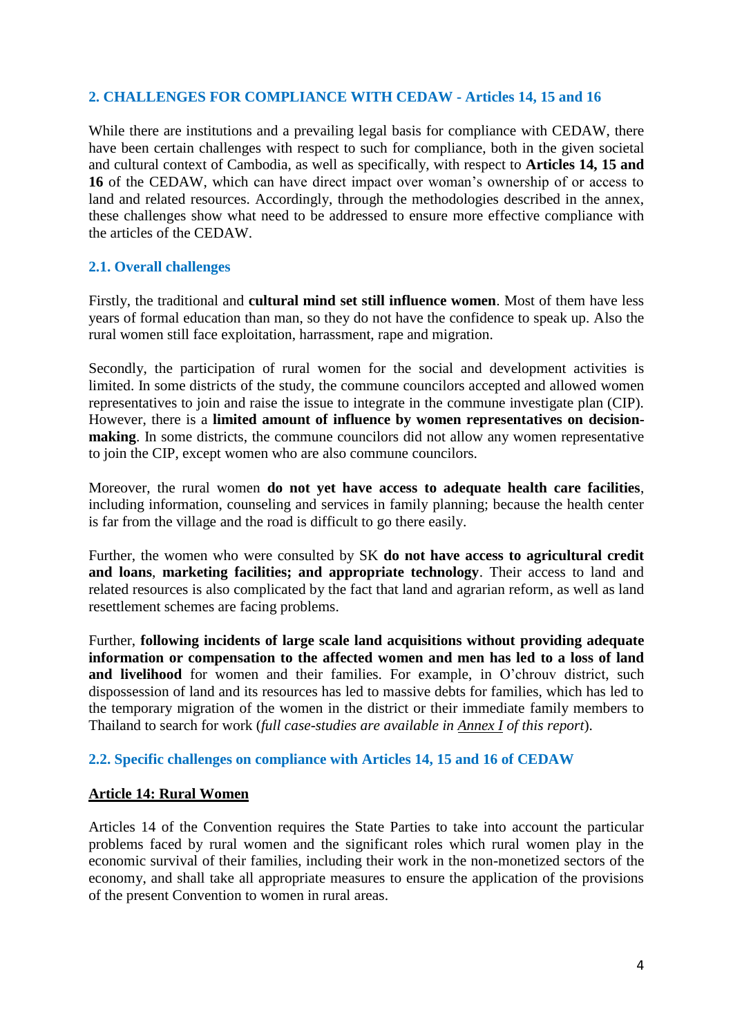## 2. CHALLENGES FOR COMPLIANCE WITH CEDAW - Articles 14, 15 and 16

While there are institutions and a prevailing legal basis for compliance with CEDAW, there have been certain challenges with respect to such for compliance, both in the given societal and cultural context of Cambodia, as well as specifically, with respect to **Articles 14, 15 and 16** of the CEDAW, which can have direct impact over woman's ownership of or access to land and related resources. Accordingly, through the methodologies described in the annex, these challenges show what need to be addressed to ensure more effective compliance with the articles of the CEDAW.

### 2.1. Overall challenges

Firstly, the traditional and **cultural mind set still influence women**. Most of them have less years of formal education than man, so they do not have the confidence to speak up. Also the rural women still face exploitation, harrassment, rape and migration.

Secondly, the participation of rural women for the social and development activities is limited. In some districts of the study, the commune councilors accepted and allowed women representatives to join and raise the issue to integrate in the commune investigate plan (CIP). However, there is a **limited amount of influence by women representatives on decision-making**. In some districts, the commune councilors did not allow any women representative to join the CIP, except women who are also commune councilors.

Moreover, the rural women **do not yet have access to adequate health care facilities**, including information, counseling and services in family planning; because the health center is far from the village and the road is difficult to go there easily.

Further, the women who were consulted by SK **do not have access to agricultural credit and loans**, **marketing facilities; and appropriate technology**. Their access to land and related resources is also complicated by the fact that land and agrarian reform, as well as land resettlement schemes are facing problems.

Further, **following incidents of large scale land acquisitions without providing adequate information or compensation to the affected women and men has led to a loss of land and livelihood** for women and their families. For example, in O'chrouv district, such dispossession of land and its resources has led to massive debts for families, which has led to the temporary migration of the women in the district or their immediate family members to Thailand to search for work (*full case-studies are available in Annex I of this report*).

### 2.2. Specific challenges on compliance with Articles 14, 15 and 16 of CEDAW

#### Article 14: Rural Women

Articles 14 of the Convention requires the State Parties to take into account the particular problems faced by rural women and the significant roles which rural women play in the economic survival of their families, including their work in the non-monetized sectors of the economy, and shall take all appropriate measures to ensure the application of the provisions of the present Convention to women in rural areas.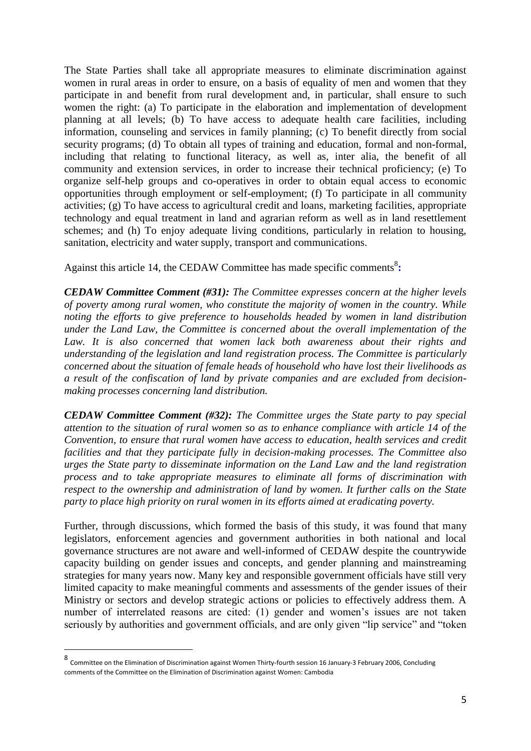The State Parties shall take all appropriate measures to eliminate discrimination against women in rural areas in order to ensure, on a basis of equality of men and women that they participate in and benefit from rural development and, in particular, shall ensure to such women the right: (a) To participate in the elaboration and implementation of development planning at all levels; (b) To have access to adequate health care facilities, including information, counseling and services in family planning; (c) To benefit directly from social security programs; (d) To obtain all types of training and education, formal and non-formal, including that relating to functional literacy, as well as, inter alia, the benefit of all community and extension services, in order to increase their technical proficiency; (e) To organize self-help groups and co-operatives in order to obtain equal access to economic opportunities through employment or self-employment; (f) To participate in all community activities; (g) To have access to agricultural credit and loans, marketing facilities, appropriate technology and equal treatment in land and agrarian reform as well as in land resettlement schemes; and (h) To enjoy adequate living conditions, particularly in relation to housing, sanitation, electricity and water supply, transport and communications.

Against this article 14, the CEDAW Committee has made specific comments[8]**:**

***CEDAW Committee Comment (#31):*** *The Committee expresses concern at the higher levels of poverty among rural women, who constitute the majority of women in the country. While noting the efforts to give preference to households headed by women in land distribution under the Land Law, the Committee is concerned about the overall implementation of the Law. It is also concerned that women lack both awareness about their rights and understanding of the legislation and land registration process. The Committee is particularly concerned about the situation of female heads of household who have lost their livelihoods as a result of the confiscation of land by private companies and are excluded from decision-making processes concerning land distribution.*

***CEDAW Committee Comment (#32):*** *The Committee urges the State party to pay special attention to the situation of rural women so as to enhance compliance with article 14 of the Convention, to ensure that rural women have access to education, health services and credit facilities and that they participate fully in decision-making processes. The Committee also urges the State party to disseminate information on the Land Law and the land registration process and to take appropriate measures to eliminate all forms of discrimination with respect to the ownership and administration of land by women. It further calls on the State party to place high priority on rural women in its efforts aimed at eradicating poverty.*

Further, through discussions, which formed the basis of this study, it was found that many legislators, enforcement agencies and government authorities in both national and local governance structures are not aware and well-informed of CEDAW despite the countrywide capacity building on gender issues and concepts, and gender planning and mainstreaming strategies for many years now. Many key and responsible government officials have still very limited capacity to make meaningful comments and assessments of the gender issues of their Ministry or sectors and develop strategic actions or policies to effectively address them. A number of interrelated reasons are cited: (1) gender and women's issues are not taken seriously by authorities and government officials, and are only given "lip service" and "token

---

[8] Committee on the Elimination of Discrimination against Women Thirty-fourth session 16 January-3 February 2006, Concluding comments of the Committee on the Elimination of Discrimination against Women: Cambodia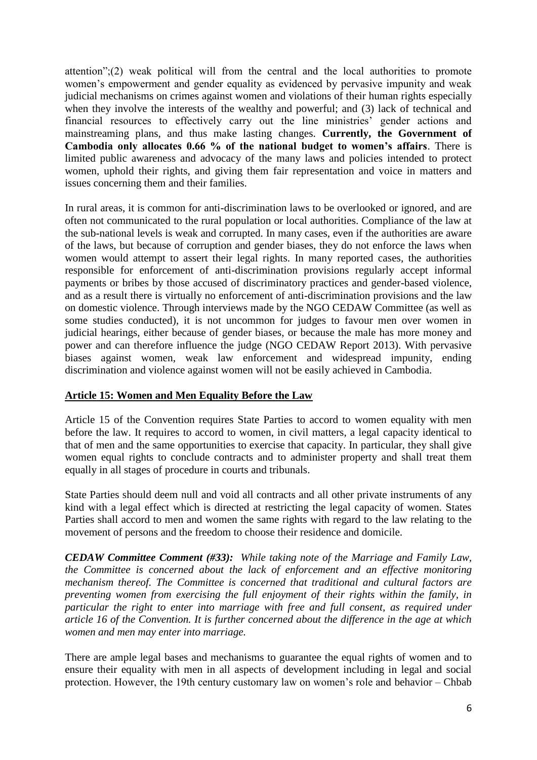attention";(2) weak political will from the central and the local authorities to promote women's empowerment and gender equality as evidenced by pervasive impunity and weak judicial mechanisms on crimes against women and violations of their human rights especially when they involve the interests of the wealthy and powerful; and (3) lack of technical and financial resources to effectively carry out the line ministries' gender actions and mainstreaming plans, and thus make lasting changes. **Currently, the Government of Cambodia only allocates 0.66 % of the national budget to women's affairs**. There is limited public awareness and advocacy of the many laws and policies intended to protect women, uphold their rights, and giving them fair representation and voice in matters and issues concerning them and their families.

In rural areas, it is common for anti-discrimination laws to be overlooked or ignored, and are often not communicated to the rural population or local authorities. Compliance of the law at the sub-national levels is weak and corrupted. In many cases, even if the authorities are aware of the laws, but because of corruption and gender biases, they do not enforce the laws when women would attempt to assert their legal rights. In many reported cases, the authorities responsible for enforcement of anti-discrimination provisions regularly accept informal payments or bribes by those accused of discriminatory practices and gender-based violence, and as a result there is virtually no enforcement of anti-discrimination provisions and the law on domestic violence. Through interviews made by the NGO CEDAW Committee (as well as some studies conducted), it is not uncommon for judges to favour men over women in judicial hearings, either because of gender biases, or because the male has more money and power and can therefore influence the judge (NGO CEDAW Report 2013). With pervasive biases against women, weak law enforcement and widespread impunity, ending discrimination and violence against women will not be easily achieved in Cambodia.

## Article 15: Women and Men Equality Before the Law

Article 15 of the Convention requires State Parties to accord to women equality with men before the law. It requires to accord to women, in civil matters, a legal capacity identical to that of men and the same opportunities to exercise that capacity. In particular, they shall give women equal rights to conclude contracts and to administer property and shall treat them equally in all stages of procedure in courts and tribunals.

State Parties should deem null and void all contracts and all other private instruments of any kind with a legal effect which is directed at restricting the legal capacity of women. States Parties shall accord to men and women the same rights with regard to the law relating to the movement of persons and the freedom to choose their residence and domicile.

***CEDAW Committee Comment (#33):*** *While taking note of the Marriage and Family Law, the Committee is concerned about the lack of enforcement and an effective monitoring mechanism thereof. The Committee is concerned that traditional and cultural factors are preventing women from exercising the full enjoyment of their rights within the family, in particular the right to enter into marriage with free and full consent, as required under article 16 of the Convention. It is further concerned about the difference in the age at which women and men may enter into marriage.*

There are ample legal bases and mechanisms to guarantee the equal rights of women and to ensure their equality with men in all aspects of development including in legal and social protection. However, the 19th century customary law on women's role and behavior – Chbab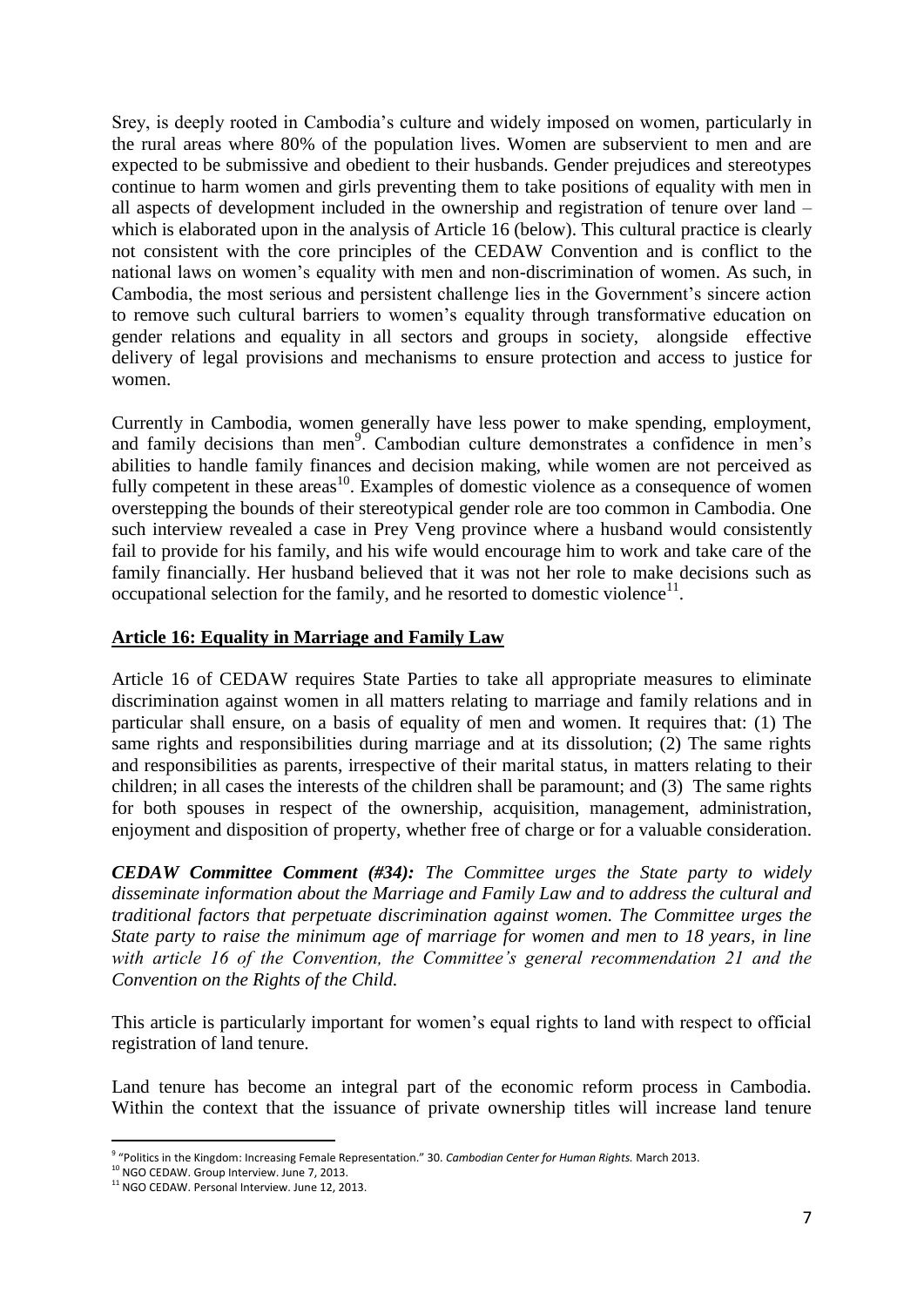Srey, is deeply rooted in Cambodia's culture and widely imposed on women, particularly in the rural areas where 80% of the population lives. Women are subservient to men and are expected to be submissive and obedient to their husbands. Gender prejudices and stereotypes continue to harm women and girls preventing them to take positions of equality with men in all aspects of development included in the ownership and registration of tenure over land – which is elaborated upon in the analysis of Article 16 (below). This cultural practice is clearly not consistent with the core principles of the CEDAW Convention and is conflict to the national laws on women's equality with men and non-discrimination of women. As such, in Cambodia, the most serious and persistent challenge lies in the Government's sincere action to remove such cultural barriers to women's equality through transformative education on gender relations and equality in all sectors and groups in society, alongside effective delivery of legal provisions and mechanisms to ensure protection and access to justice for women.

Currently in Cambodia, women generally have less power to make spending, employment, and family decisions than men[9]. Cambodian culture demonstrates a confidence in men's abilities to handle family finances and decision making, while women are not perceived as fully competent in these areas[10]. Examples of domestic violence as a consequence of women overstepping the bounds of their stereotypical gender role are too common in Cambodia. One such interview revealed a case in Prey Veng province where a husband would consistently fail to provide for his family, and his wife would encourage him to work and take care of the family financially. Her husband believed that it was not her role to make decisions such as occupational selection for the family, and he resorted to domestic violence[11].

## Article 16: Equality in Marriage and Family Law

Article 16 of CEDAW requires State Parties to take all appropriate measures to eliminate discrimination against women in all matters relating to marriage and family relations and in particular shall ensure, on a basis of equality of men and women. It requires that: (1) The same rights and responsibilities during marriage and at its dissolution; (2) The same rights and responsibilities as parents, irrespective of their marital status, in matters relating to their children; in all cases the interests of the children shall be paramount; and (3) The same rights for both spouses in respect of the ownership, acquisition, management, administration, enjoyment and disposition of property, whether free of charge or for a valuable consideration.

***CEDAW Committee Comment (#34):*** *The Committee urges the State party to widely disseminate information about the Marriage and Family Law and to address the cultural and traditional factors that perpetuate discrimination against women. The Committee urges the State party to raise the minimum age of marriage for women and men to 18 years, in line with article 16 of the Convention, the Committee's general recommendation 21 and the Convention on the Rights of the Child.*

This article is particularly important for women's equal rights to land with respect to official registration of land tenure.

Land tenure has become an integral part of the economic reform process in Cambodia. Within the context that the issuance of private ownership titles will increase land tenure

---

[9] "Politics in the Kingdom: Increasing Female Representation." 30. *Cambodian Center for Human Rights.* March 2013.

[10] NGO CEDAW. Group Interview. June 7, 2013.

[11] NGO CEDAW. Personal Interview. June 12, 2013.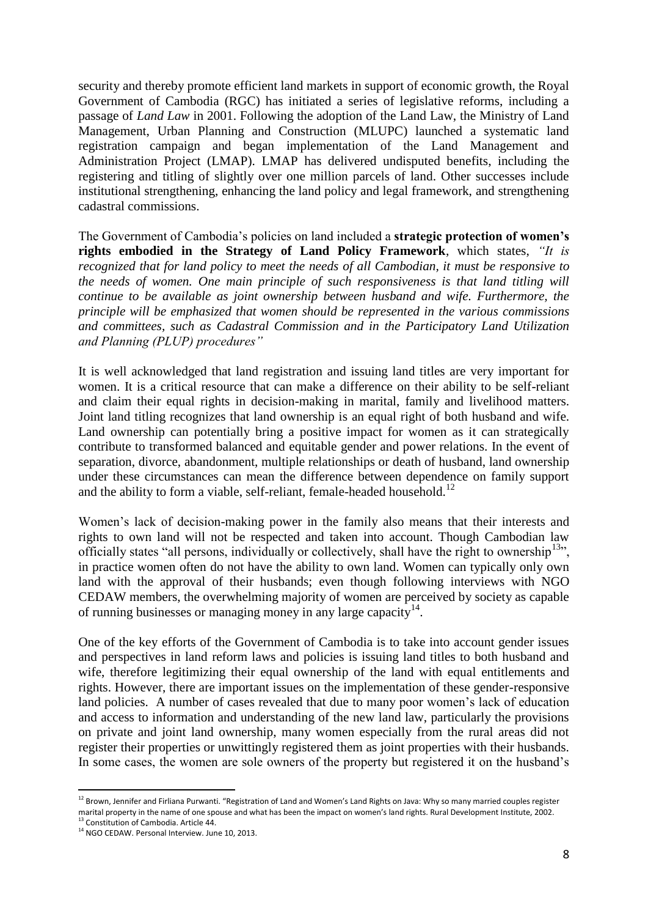security and thereby promote efficient land markets in support of economic growth, the Royal Government of Cambodia (RGC) has initiated a series of legislative reforms, including a passage of *Land Law* in 2001. Following the adoption of the Land Law, the Ministry of Land Management, Urban Planning and Construction (MLUPC) launched a systematic land registration campaign and began implementation of the Land Management and Administration Project (LMAP). LMAP has delivered undisputed benefits, including the registering and titling of slightly over one million parcels of land. Other successes include institutional strengthening, enhancing the land policy and legal framework, and strengthening cadastral commissions.

The Government of Cambodia's policies on land included a **strategic protection of women's rights embodied in the Strategy of Land Policy Framework**, which states, *"It is recognized that for land policy to meet the needs of all Cambodian, it must be responsive to the needs of women. One main principle of such responsiveness is that land titling will continue to be available as joint ownership between husband and wife. Furthermore, the principle will be emphasized that women should be represented in the various commissions and committees, such as Cadastral Commission and in the Participatory Land Utilization and Planning (PLUP) procedures"*

It is well acknowledged that land registration and issuing land titles are very important for women. It is a critical resource that can make a difference on their ability to be self-reliant and claim their equal rights in decision-making in marital, family and livelihood matters. Joint land titling recognizes that land ownership is an equal right of both husband and wife. Land ownership can potentially bring a positive impact for women as it can strategically contribute to transformed balanced and equitable gender and power relations. In the event of separation, divorce, abandonment, multiple relationships or death of husband, land ownership under these circumstances can mean the difference between dependence on family support and the ability to form a viable, self-reliant, female-headed household.[12]

Women's lack of decision-making power in the family also means that their interests and rights to own land will not be respected and taken into account. Though Cambodian law officially states "all persons, individually or collectively, shall have the right to ownership[13]", in practice women often do not have the ability to own land. Women can typically only own land with the approval of their husbands; even though following interviews with NGO CEDAW members, the overwhelming majority of women are perceived by society as capable of running businesses or managing money in any large capacity[14].

One of the key efforts of the Government of Cambodia is to take into account gender issues and perspectives in land reform laws and policies is issuing land titles to both husband and wife, therefore legitimizing their equal ownership of the land with equal entitlements and rights. However, there are important issues on the implementation of these gender-responsive land policies. A number of cases revealed that due to many poor women's lack of education and access to information and understanding of the new land law, particularly the provisions on private and joint land ownership, many women especially from the rural areas did not register their properties or unwittingly registered them as joint properties with their husbands. In some cases, the women are sole owners of the property but registered it on the husband's

[12] Brown, Jennifer and Firliana Purwanti. "Registration of Land and Women's Land Rights on Java: Why so many married couples register marital property in the name of one spouse and what has been the impact on women's land rights. Rural Development Institute, 2002.

[13] Constitution of Cambodia. Article 44.

[14] NGO CEDAW. Personal Interview. June 10, 2013.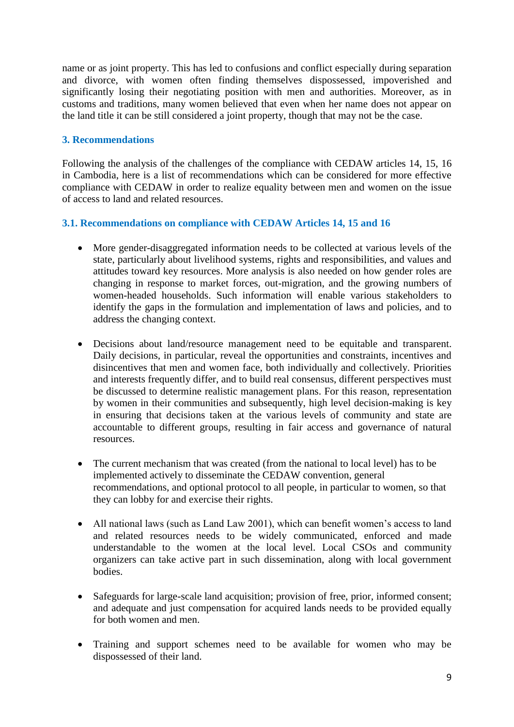name or as joint property. This has led to confusions and conflict especially during separation and divorce, with women often finding themselves dispossessed, impoverished and significantly losing their negotiating position with men and authorities. Moreover, as in customs and traditions, many women believed that even when her name does not appear on the land title it can be still considered a joint property, though that may not be the case.

## 3. Recommendations

Following the analysis of the challenges of the compliance with CEDAW articles 14, 15, 16 in Cambodia, here is a list of recommendations which can be considered for more effective compliance with CEDAW in order to realize equality between men and women on the issue of access to land and related resources.

### 3.1. Recommendations on compliance with CEDAW Articles 14, 15 and 16

- More gender-disaggregated information needs to be collected at various levels of the state, particularly about livelihood systems, rights and responsibilities, and values and attitudes toward key resources. More analysis is also needed on how gender roles are changing in response to market forces, out-migration, and the growing numbers of women-headed households. Such information will enable various stakeholders to identify the gaps in the formulation and implementation of laws and policies, and to address the changing context.

- Decisions about land/resource management need to be equitable and transparent. Daily decisions, in particular, reveal the opportunities and constraints, incentives and disincentives that men and women face, both individually and collectively. Priorities and interests frequently differ, and to build real consensus, different perspectives must be discussed to determine realistic management plans. For this reason, representation by women in their communities and subsequently, high level decision-making is key in ensuring that decisions taken at the various levels of community and state are accountable to different groups, resulting in fair access and governance of natural resources.

- The current mechanism that was created (from the national to local level) has to be implemented actively to disseminate the CEDAW convention, general recommendations, and optional protocol to all people, in particular to women, so that they can lobby for and exercise their rights.

- All national laws (such as Land Law 2001), which can benefit women's access to land and related resources needs to be widely communicated, enforced and made understandable to the women at the local level. Local CSOs and community organizers can take active part in such dissemination, along with local government bodies.

- Safeguards for large-scale land acquisition; provision of free, prior, informed consent; and adequate and just compensation for acquired lands needs to be provided equally for both women and men.

- Training and support schemes need to be available for women who may be dispossessed of their land.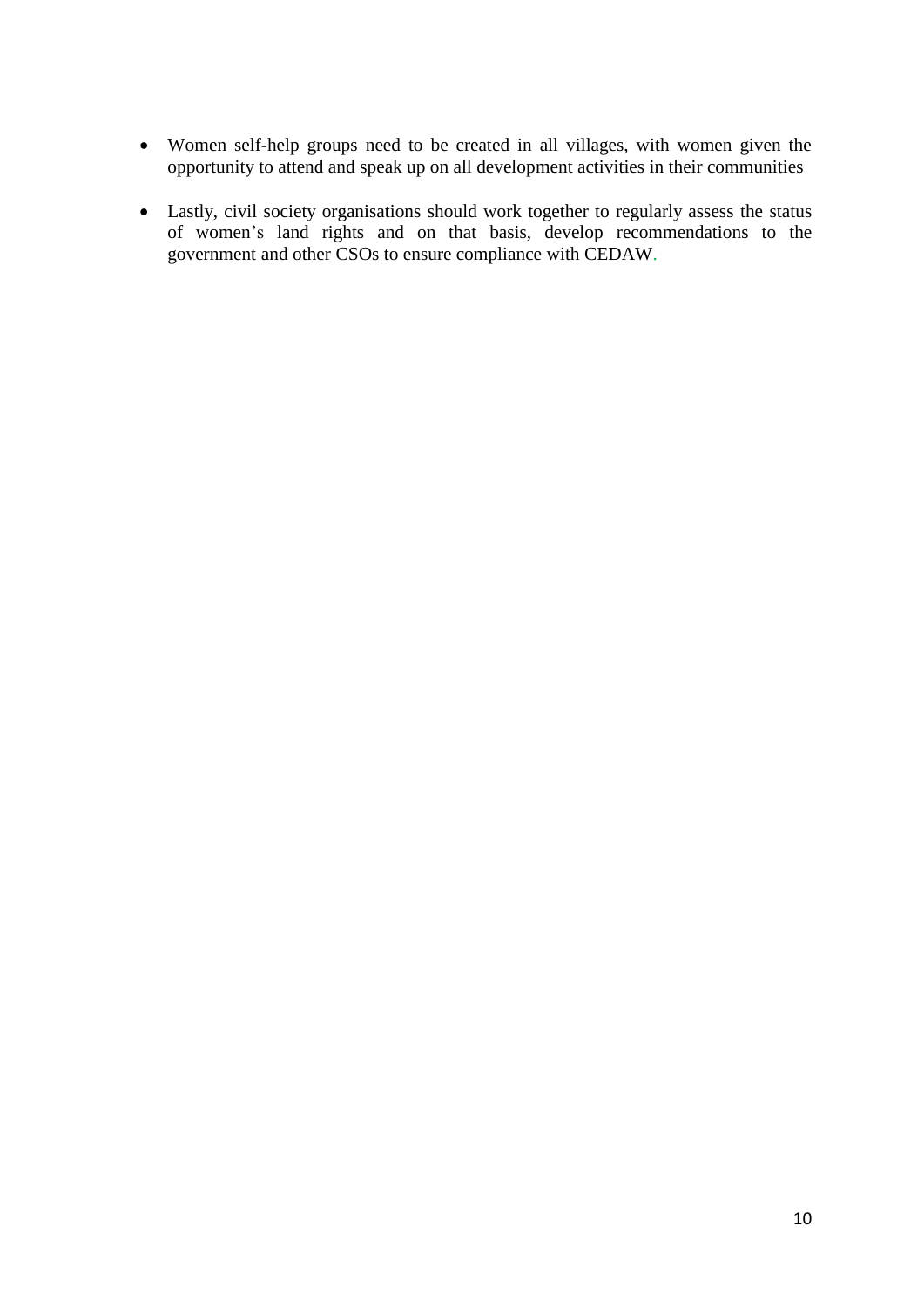- Women self-help groups need to be created in all villages, with women given the opportunity to attend and speak up on all development activities in their communities

- Lastly, civil society organisations should work together to regularly assess the status of women's land rights and on that basis, develop recommendations to the government and other CSOs to ensure compliance with CEDAW.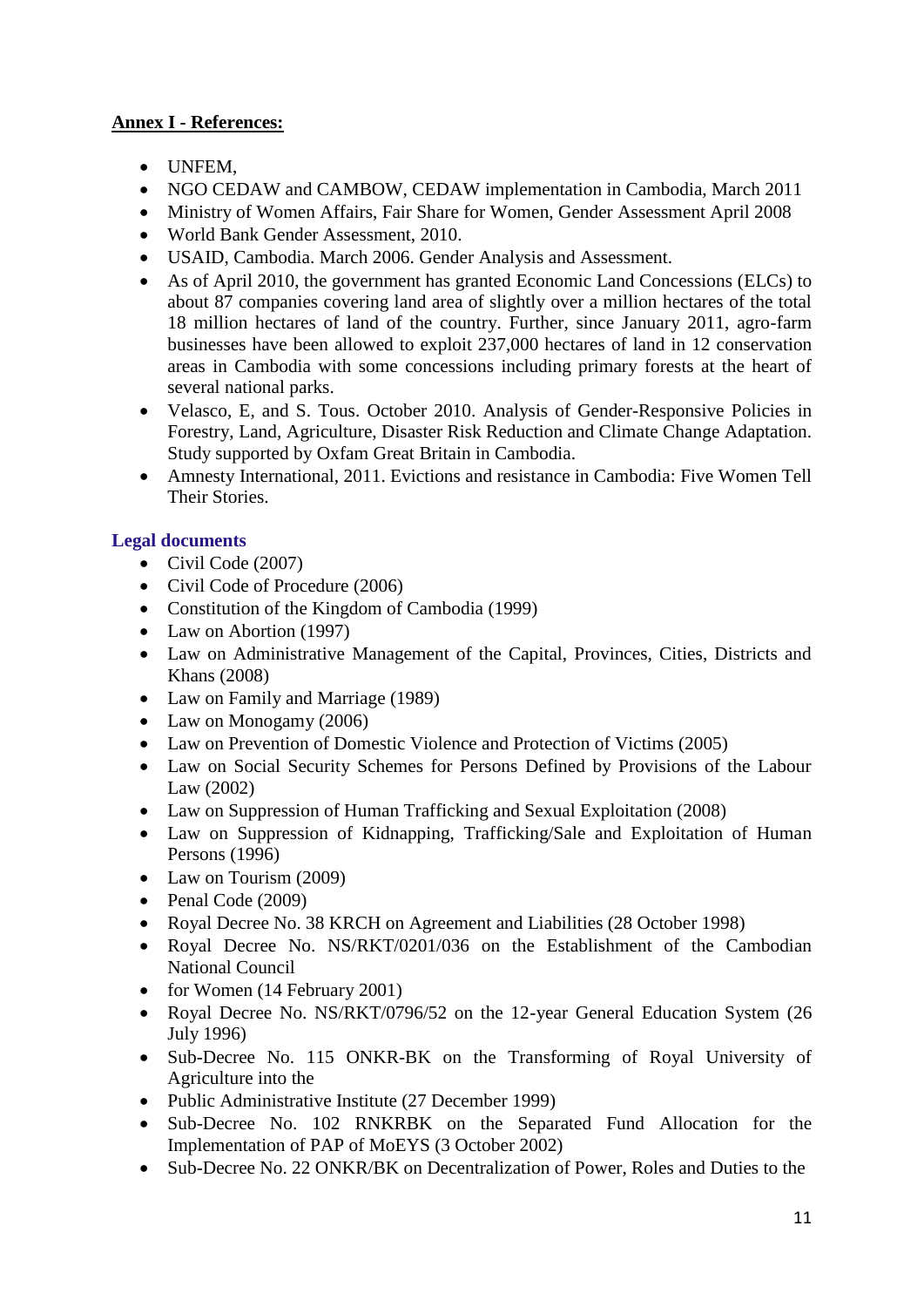**Annex I - References:**

- UNFEM,
- NGO CEDAW and CAMBOW, CEDAW implementation in Cambodia, March 2011
- Ministry of Women Affairs, Fair Share for Women, Gender Assessment April 2008
- World Bank Gender Assessment, 2010.
- USAID, Cambodia. March 2006. Gender Analysis and Assessment.
- As of April 2010, the government has granted Economic Land Concessions (ELCs) to about 87 companies covering land area of slightly over a million hectares of the total 18 million hectares of land of the country. Further, since January 2011, agro-farm businesses have been allowed to exploit 237,000 hectares of land in 12 conservation areas in Cambodia with some concessions including primary forests at the heart of several national parks.
- Velasco, E, and S. Tous. October 2010. Analysis of Gender-Responsive Policies in Forestry, Land, Agriculture, Disaster Risk Reduction and Climate Change Adaptation. Study supported by Oxfam Great Britain in Cambodia.
- Amnesty International, 2011. Evictions and resistance in Cambodia: Five Women Tell Their Stories.

**Legal documents**

- Civil Code (2007)
- Civil Code of Procedure (2006)
- Constitution of the Kingdom of Cambodia (1999)
- Law on Abortion (1997)
- Law on Administrative Management of the Capital, Provinces, Cities, Districts and Khans (2008)
- Law on Family and Marriage (1989)
- Law on Monogamy (2006)
- Law on Prevention of Domestic Violence and Protection of Victims (2005)
- Law on Social Security Schemes for Persons Defined by Provisions of the Labour Law (2002)
- Law on Suppression of Human Trafficking and Sexual Exploitation (2008)
- Law on Suppression of Kidnapping, Trafficking/Sale and Exploitation of Human Persons (1996)
- Law on Tourism (2009)
- Penal Code (2009)
- Royal Decree No. 38 KRCH on Agreement and Liabilities (28 October 1998)
- Royal Decree No. NS/RKT/0201/036 on the Establishment of the Cambodian National Council
- for Women (14 February 2001)
- Royal Decree No. NS/RKT/0796/52 on the 12-year General Education System (26 July 1996)
- Sub-Decree No. 115 ONKR-BK on the Transforming of Royal University of Agriculture into the
- Public Administrative Institute (27 December 1999)
- Sub-Decree No. 102 RNKRBK on the Separated Fund Allocation for the Implementation of PAP of MoEYS (3 October 2002)
- Sub-Decree No. 22 ONKR/BK on Decentralization of Power, Roles and Duties to the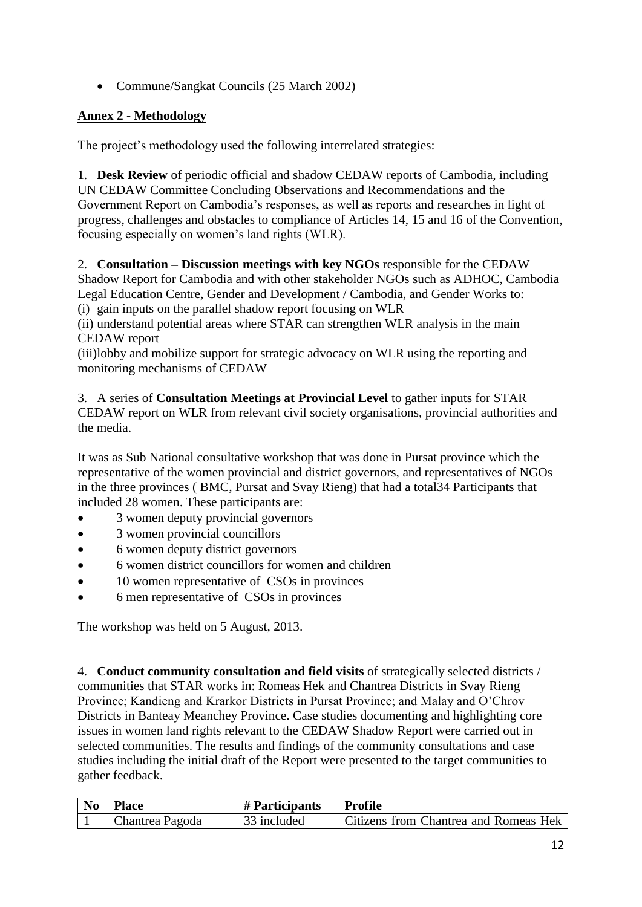- Commune/Sangkat Councils (25 March 2002)

## Annex 2 - Methodology

The project's methodology used the following interrelated strategies:

1. **Desk Review** of periodic official and shadow CEDAW reports of Cambodia, including UN CEDAW Committee Concluding Observations and Recommendations and the Government Report on Cambodia's responses, as well as reports and researches in light of progress, challenges and obstacles to compliance of Articles 14, 15 and 16 of the Convention, focusing especially on women's land rights (WLR).

2. **Consultation – Discussion meetings with key NGOs** responsible for the CEDAW Shadow Report for Cambodia and with other stakeholder NGOs such as ADHOC, Cambodia Legal Education Centre, Gender and Development / Cambodia, and Gender Works to:
(i) gain inputs on the parallel shadow report focusing on WLR
(ii) understand potential areas where STAR can strengthen WLR analysis in the main CEDAW report
(iii)lobby and mobilize support for strategic advocacy on WLR using the reporting and monitoring mechanisms of CEDAW

3. A series of **Consultation Meetings at Provincial Level** to gather inputs for STAR CEDAW report on WLR from relevant civil society organisations, provincial authorities and the media.

It was as Sub National consultative workshop that was done in Pursat province which the representative of the women provincial and district governors, and representatives of NGOs in the three provinces ( BMC, Pursat and Svay Rieng) that had a total34 Participants that included 28 women. These participants are:

- 3 women deputy provincial governors
- 3 women provincial councillors
- 6 women deputy district governors
- 6 women district councillors for women and children
- 10 women representative of CSOs in provinces
- 6 men representative of CSOs in provinces

The workshop was held on 5 August, 2013.

4. **Conduct community consultation and field visits** of strategically selected districts / communities that STAR works in: Romeas Hek and Chantrea Districts in Svay Rieng Province; Kandieng and Krarkor Districts in Pursat Province; and Malay and O'Chrov Districts in Banteay Meanchey Province. Case studies documenting and highlighting core issues in women land rights relevant to the CEDAW Shadow Report were carried out in selected communities. The results and findings of the community consultations and case studies including the initial draft of the Report were presented to the target communities to gather feedback.

| No | Place | # Participants | Profile |
|---|---|---|---|
| 1 | Chantrea Pagoda | 33 included | Citizens from Chantrea and Romeas Hek |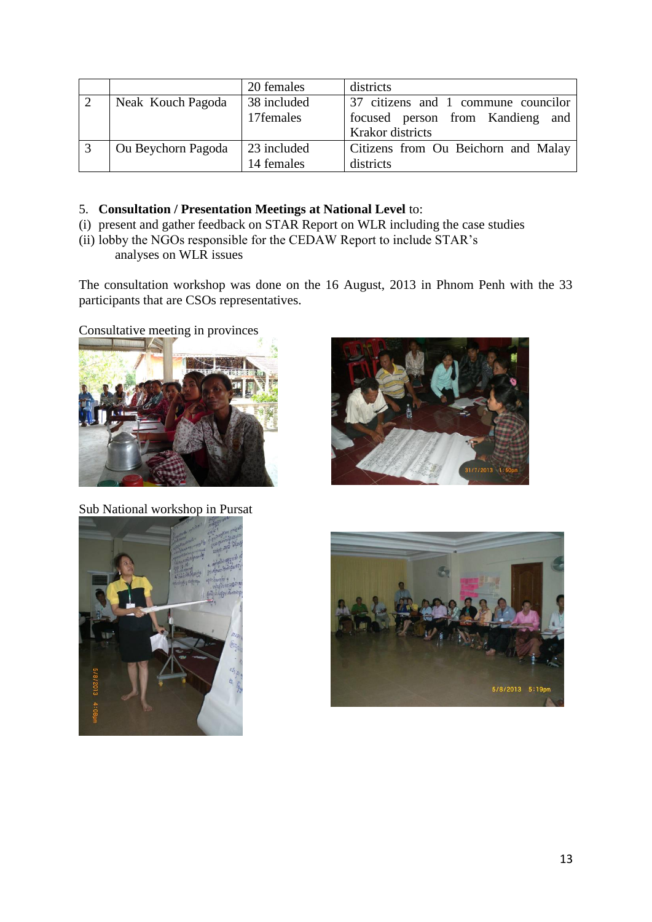|  |  | 20 females | districts |
|---|---|---|---|
| 2 | Neak Kouch Pagoda | 38 included 17females | 37 citizens and 1 commune councilor focused person from Kandieng and Krakor districts |
| 3 | Ou Beychorn Pagoda | 23 included 14 females | Citizens from Ou Beichorn and Malay districts |

5. **Consultation / Presentation Meetings at National Level** to:

(i) present and gather feedback on STAR Report on WLR including the case studies
(ii) lobby the NGOs responsible for the CEDAW Report to include STAR's analyses on WLR issues

The consultation workshop was done on the 16 August, 2013 in Phnom Penh with the 33 participants that are CSOs representatives.

Consultative meeting in provinces

Sub National workshop in Pursat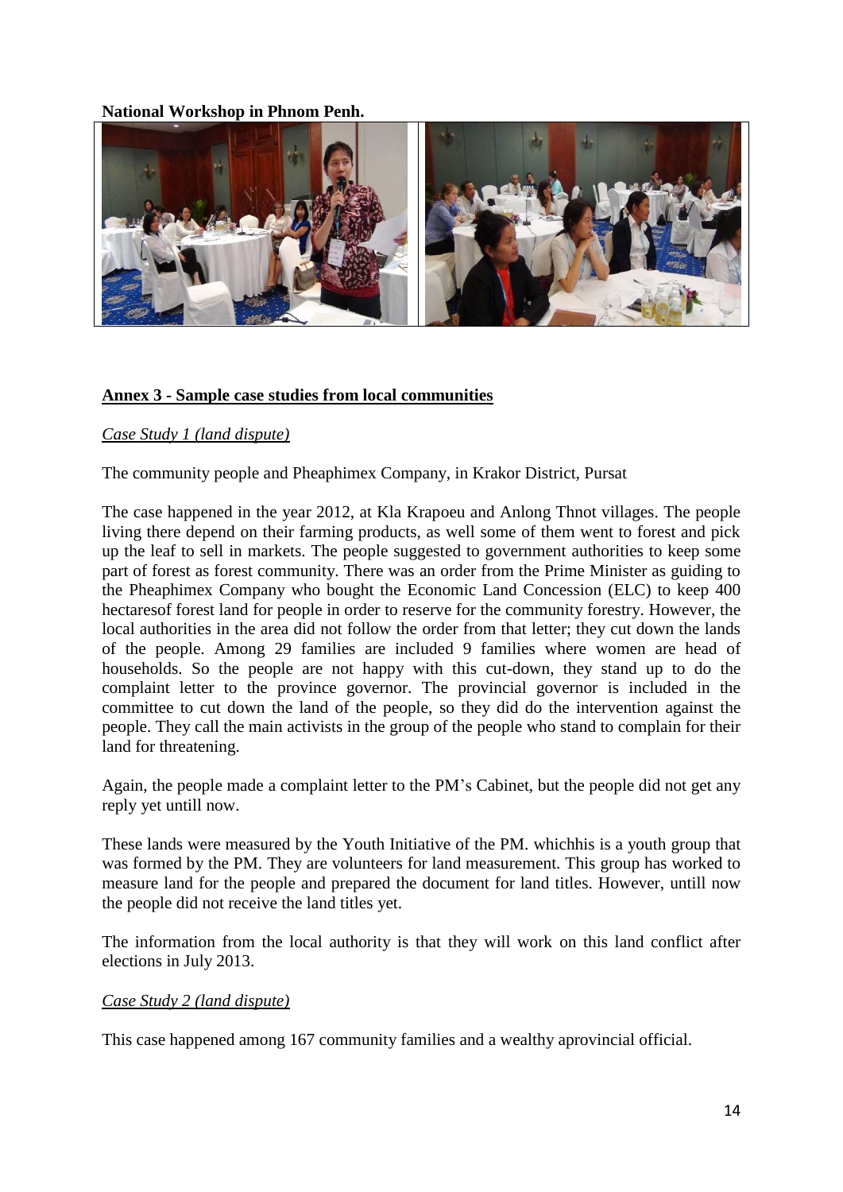**National Workshop in Phnom Penh.**

## Annex 3 - Sample case studies from local communities

*Case Study 1 (land dispute)*

The community people and Pheaphimex Company, in Krakor District, Pursat

The case happened in the year 2012, at Kla Krapoeu and Anlong Thnot villages. The people living there depend on their farming products, as well some of them went to forest and pick up the leaf to sell in markets. The people suggested to government authorities to keep some part of forest as forest community. There was an order from the Prime Minister as guiding to the Pheaphimex Company who bought the Economic Land Concession (ELC) to keep 400 hectaresof forest land for people in order to reserve for the community forestry. However, the local authorities in the area did not follow the order from that letter; they cut down the lands of the people. Among 29 families are included 9 families where women are head of households. So the people are not happy with this cut-down, they stand up to do the complaint letter to the province governor. The provincial governor is included in the committee to cut down the land of the people, so they did do the intervention against the people. They call the main activists in the group of the people who stand to complain for their land for threatening.

Again, the people made a complaint letter to the PM's Cabinet, but the people did not get any reply yet untill now.

These lands were measured by the Youth Initiative of the PM. whichhis is a youth group that was formed by the PM. They are volunteers for land measurement. This group has worked to measure land for the people and prepared the document for land titles. However, untill now the people did not receive the land titles yet.

The information from the local authority is that they will work on this land conflict after elections in July 2013.

*Case Study 2 (land dispute)*

This case happened among 167 community families and a wealthy aprovincial official.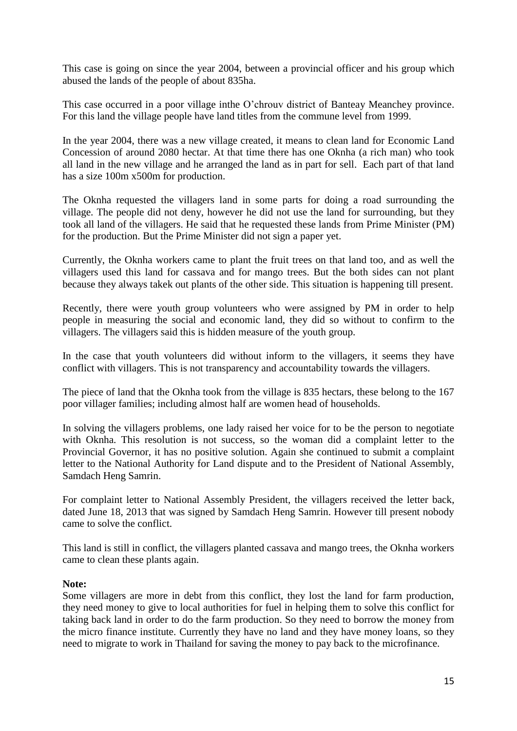This case is going on since the year 2004, between a provincial officer and his group which abused the lands of the people of about 835ha.

This case occurred in a poor village inthe O'chrouv district of Banteay Meanchey province. For this land the village people have land titles from the commune level from 1999.

In the year 2004, there was a new village created, it means to clean land for Economic Land Concession of around 2080 hectar. At that time there has one Oknha (a rich man) who took all land in the new village and he arranged the land as in part for sell. Each part of that land has a size 100m x500m for production.

The Oknha requested the villagers land in some parts for doing a road surrounding the village. The people did not deny, however he did not use the land for surrounding, but they took all land of the villagers. He said that he requested these lands from Prime Minister (PM) for the production. But the Prime Minister did not sign a paper yet.

Currently, the Oknha workers came to plant the fruit trees on that land too, and as well the villagers used this land for cassava and for mango trees. But the both sides can not plant because they always takek out plants of the other side. This situation is happening till present.

Recently, there were youth group volunteers who were assigned by PM in order to help people in measuring the social and economic land, they did so without to confirm to the villagers. The villagers said this is hidden measure of the youth group.

In the case that youth volunteers did without inform to the villagers, it seems they have conflict with villagers. This is not transparency and accountability towards the villagers.

The piece of land that the Oknha took from the village is 835 hectars, these belong to the 167 poor villager families; including almost half are women head of households.

In solving the villagers problems, one lady raised her voice for to be the person to negotiate with Oknha. This resolution is not success, so the woman did a complaint letter to the Provincial Governor, it has no positive solution. Again she continued to submit a complaint letter to the National Authority for Land dispute and to the President of National Assembly, Samdach Heng Samrin.

For complaint letter to National Assembly President, the villagers received the letter back, dated June 18, 2013 that was signed by Samdach Heng Samrin. However till present nobody came to solve the conflict.

This land is still in conflict, the villagers planted cassava and mango trees, the Oknha workers came to clean these plants again.

**Note:**
Some villagers are more in debt from this conflict, they lost the land for farm production, they need money to give to local authorities for fuel in helping them to solve this conflict for taking back land in order to do the farm production. So they need to borrow the money from the micro finance institute. Currently they have no land and they have money loans, so they need to migrate to work in Thailand for saving the money to pay back to the microfinance.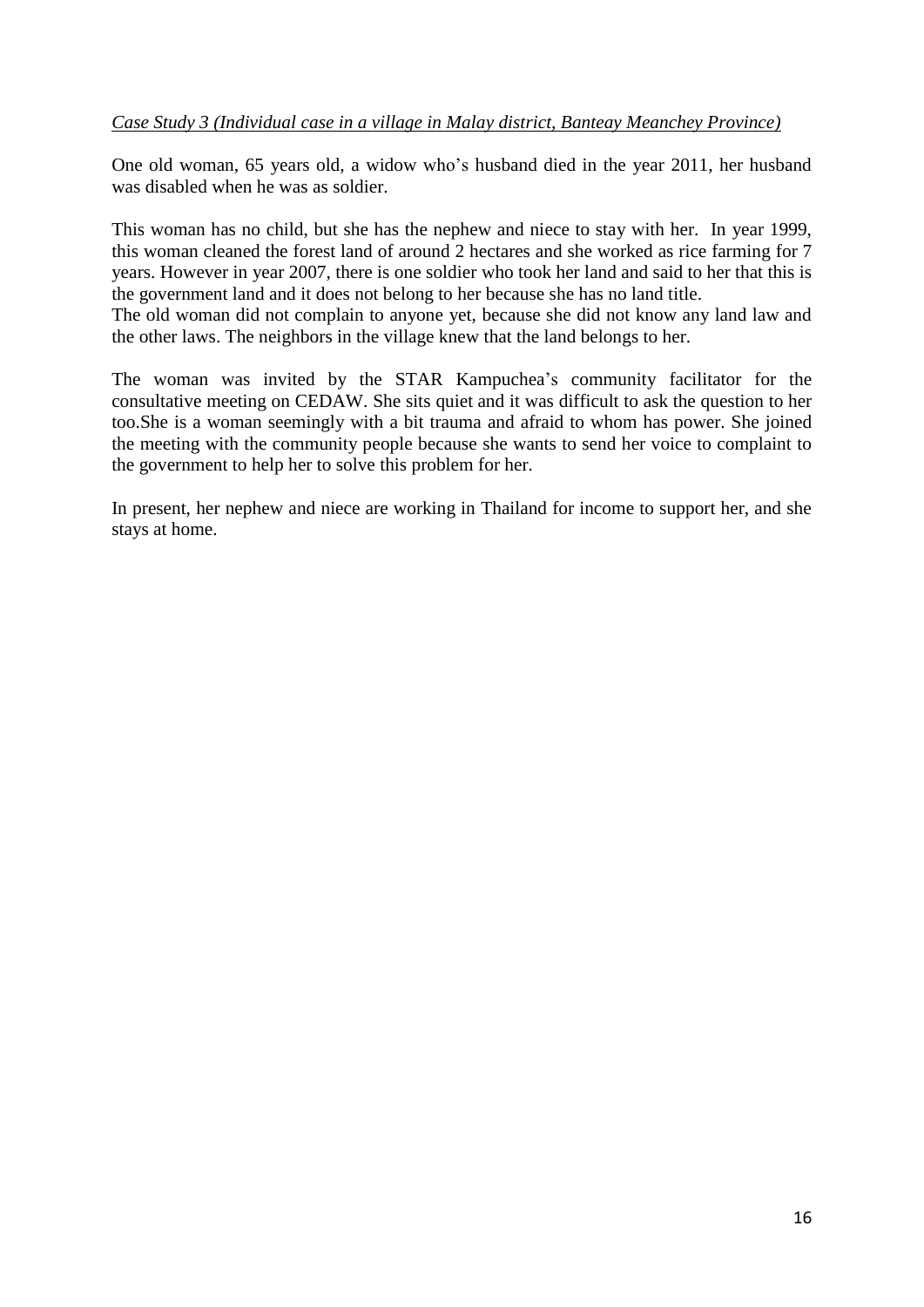*Case Study 3 (Individual case in a village in Malay district, Banteay Meanchey Province)*

One old woman, 65 years old, a widow who's husband died in the year 2011, her husband was disabled when he was as soldier.

This woman has no child, but she has the nephew and niece to stay with her. In year 1999, this woman cleaned the forest land of around 2 hectares and she worked as rice farming for 7 years. However in year 2007, there is one soldier who took her land and said to her that this is the government land and it does not belong to her because she has no land title.
The old woman did not complain to anyone yet, because she did not know any land law and the other laws. The neighbors in the village knew that the land belongs to her.

The woman was invited by the STAR Kampuchea's community facilitator for the consultative meeting on CEDAW. She sits quiet and it was difficult to ask the question to her too.She is a woman seemingly with a bit trauma and afraid to whom has power. She joined the meeting with the community people because she wants to send her voice to complaint to the government to help her to solve this problem for her.

In present, her nephew and niece are working in Thailand for income to support her, and she stays at home.